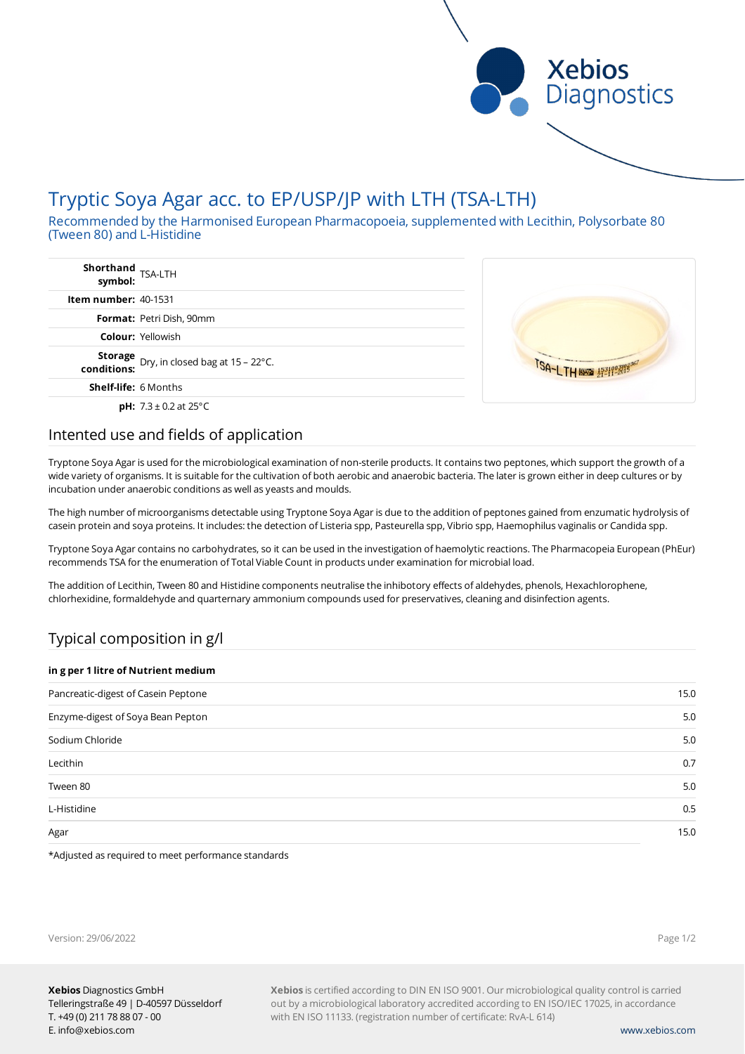# Tryptic Soya Agar acc. to EP/USP/JP with LTH (TSA-LTH)

Recommended by the Harmonised European Pharmacopoeia, supplemented with Lecithin, Polysorbate 80 (Tween 80) and L-Histidine

| | |
|---|---|
| **Shorthand symbol:** | TSA-LTH |
| **Item number:** | 40-1531 |
| **Format:** | Petri Dish, 90mm |
| **Colour:** | Yellowish |
| **Storage conditions:** | Dry, in closed bag at 15 – 22°C. |
| **Shelf-life:** | 6 Months |
| **pH:** | 7.3 ± 0.2 at 25°C |

## Intented use and fields of application

Tryptone Soya Agar is used for the microbiological examination of non-sterile products. It contains two peptones, which support the growth of a wide variety of organisms. It is suitable for the cultivation of both aerobic and anaerobic bacteria. The later is grown either in deep cultures or by incubation under anaerobic conditions as well as yeasts and moulds.

The high number of microorganisms detectable using Tryptone Soya Agar is due to the addition of peptones gained from enzumatic hydrolysis of casein protein and soya proteins. It includes: the detection of Listeria spp, Pasteurella spp, Vibrio spp, Haemophilus vaginalis or Candida spp.

Tryptone Soya Agar contains no carbohydrates, so it can be used in the investigation of haemolytic reactions. The Pharmacopeia European (PhEur) recommends TSA for the enumeration of Total Viable Count in products under examination for microbial load.

The addition of Lecithin, Tween 80 and Histidine components neutralise the inhibotory effects of aldehydes, phenols, Hexachlorophene, chlorhexidine, formaldehyde and quarternary ammonium compounds used for preservatives, cleaning and disinfection agents.

## Typical composition in g/l

| in g per 1 litre of Nutrient medium | |
|---|---|
| Pancreatic-digest of Casein Peptone | 15.0 |
| Enzyme-digest of Soya Bean Pepton | 5.0 |
| Sodium Chloride | 5.0 |
| Lecithin | 0.7 |
| Tween 80 | 5.0 |
| L-Histidine | 0.5 |
| Agar | 15.0 |

*Adjusted as required to meet performance standards

Version: 29/06/2022

**Xebios** Diagnostics GmbH
Telleringstraße 49 | D-40597 Düsseldorf
T. +49 (0) 211 78 88 07 - 00
E. info@xebios.com

**Xebios** is certified according to DIN EN ISO 9001. Our microbiological quality control is carried out by a microbiological laboratory accredited according to EN ISO/IEC 17025, in accordance with EN ISO 11133. (registration number of certificate: RvA-L 614)

www.xebios.com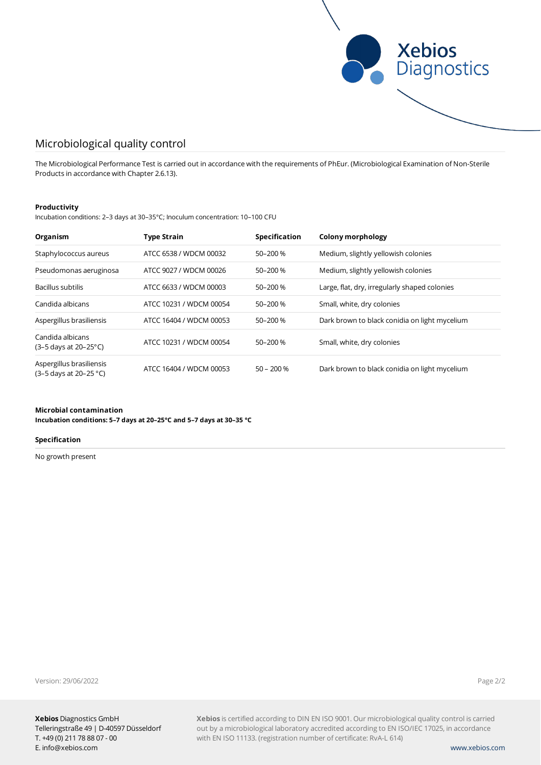## Microbiological quality control

The Microbiological Performance Test is carried out in accordance with the requirements of PhEur. (Microbiological Examination of Non-Sterile Products in accordance with Chapter 2.6.13).

**Productivity**

Incubation conditions: 2–3 days at 30–35°C; Inoculum concentration: 10–100 CFU

| Organism | Type Strain | Specification | Colony morphology |
|---|---|---|---|
| Staphylococcus aureus | ATCC 6538 / WDCM 00032 | 50–200 % | Medium, slightly yellowish colonies |
| Pseudomonas aeruginosa | ATCC 9027 / WDCM 00026 | 50–200 % | Medium, slightly yellowish colonies |
| Bacillus subtilis | ATCC 6633 / WDCM 00003 | 50–200 % | Large, flat, dry, irregularly shaped colonies |
| Candida albicans | ATCC 10231 / WDCM 00054 | 50–200 % | Small, white, dry colonies |
| Aspergillus brasiliensis | ATCC 16404 / WDCM 00053 | 50–200 % | Dark brown to black conidia on light mycelium |
| Candida albicans (3–5 days at 20–25°C) | ATCC 10231 / WDCM 00054 | 50–200 % | Small, white, dry colonies |
| Aspergillus brasiliensis (3–5 days at 20–25 °C) | ATCC 16404 / WDCM 00053 | 50 – 200 % | Dark brown to black conidia on light mycelium |

**Microbial contamination**

**Incubation conditions: 5–7 days at 20–25°C and 5–7 days at 30–35 °C**

**Specification**

No growth present

Version: 29/06/2022

**Xebios** Diagnostics GmbH
Telleringstraße 49 | D-40597 Düsseldorf
T. +49 (0) 211 78 88 07 - 00
E. info@xebios.com

**Xebios** is certified according to DIN EN ISO 9001. Our microbiological quality control is carried out by a microbiological laboratory accredited according to EN ISO/IEC 17025, in accordance with EN ISO 11133. (registration number of certificate: RvA-L 614)

www.xebios.com